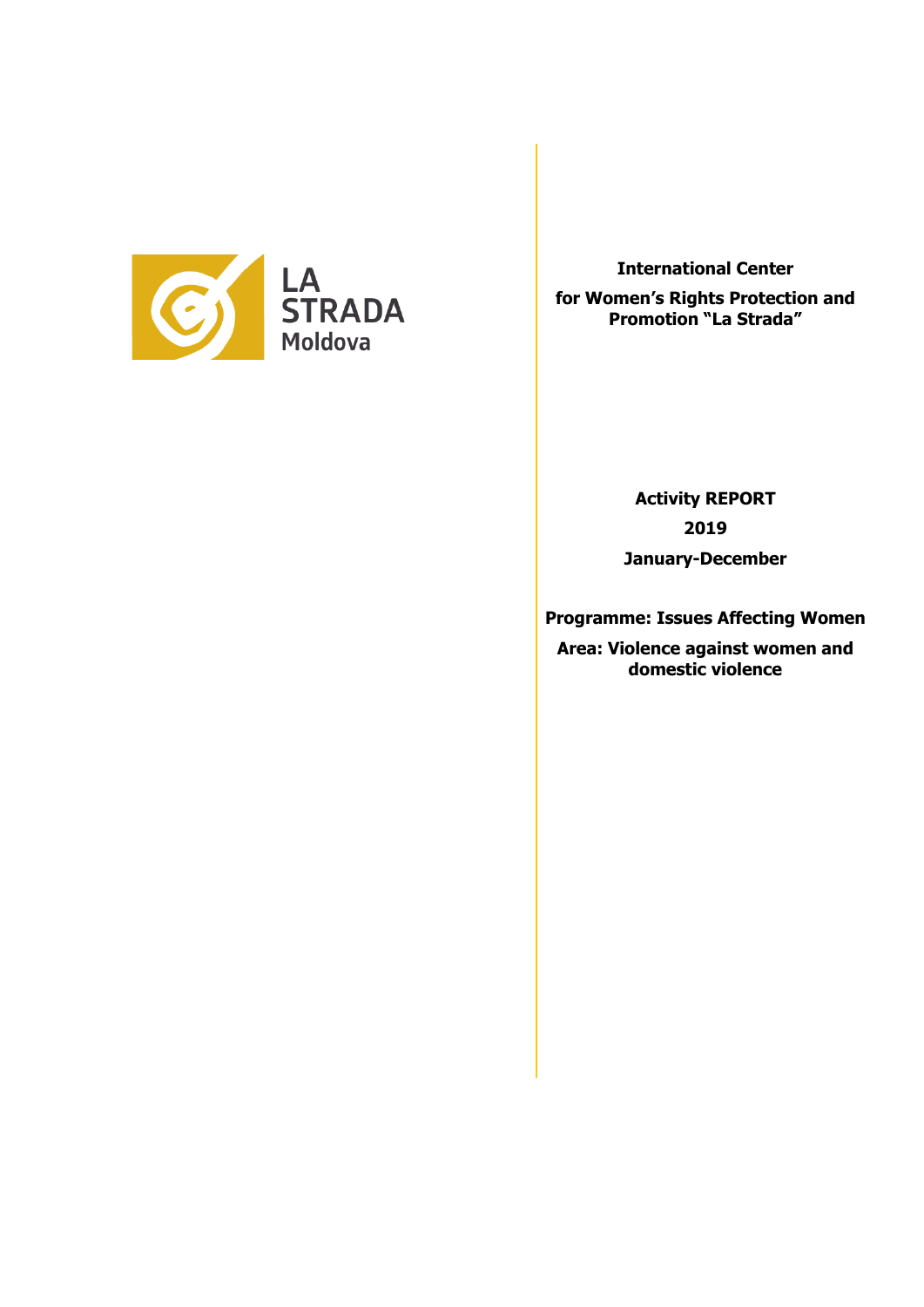LA STRADA Moldova

**International Center**

**for Women's Rights Protection and Promotion "La Strada"**

**Activity REPORT**

**2019**

**January-December**

**Programme: Issues Affecting Women**

**Area: Violence against women and domestic violence**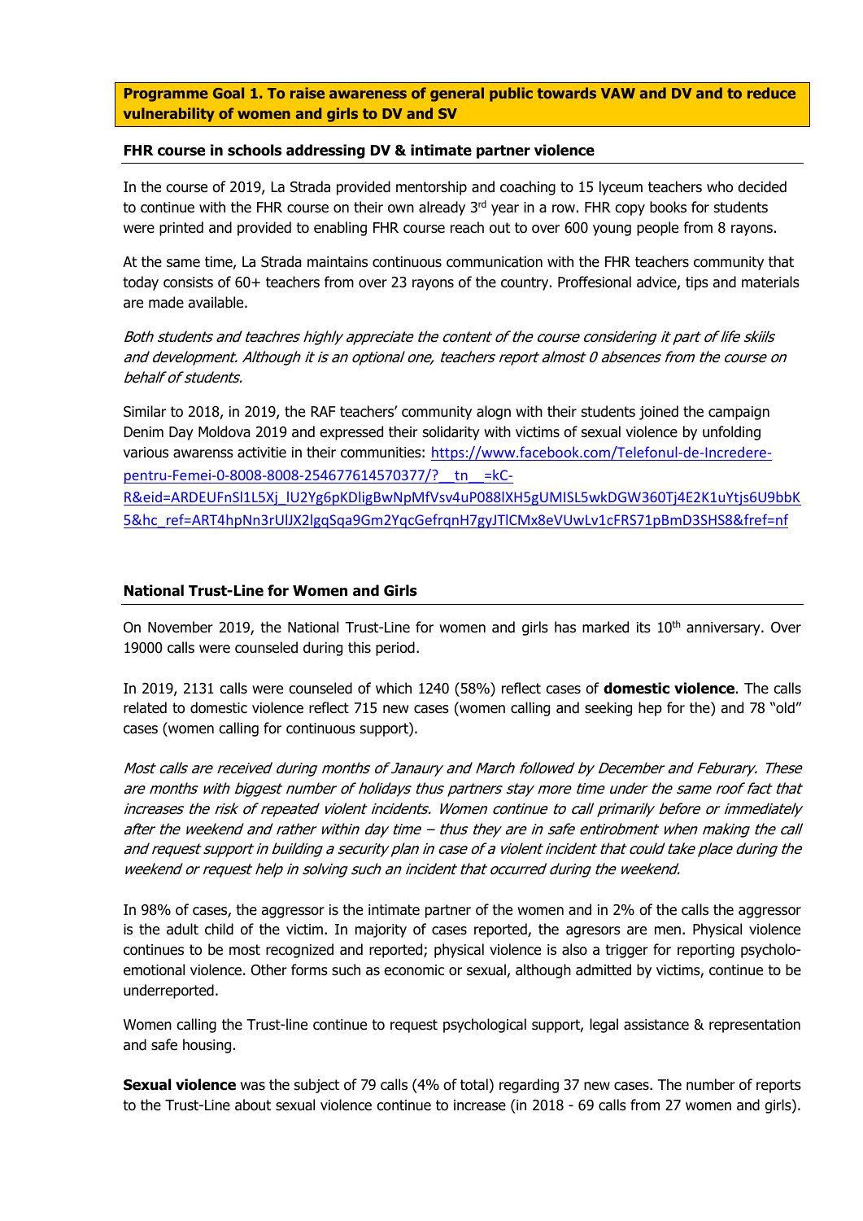**Programme Goal 1. To raise awareness of general public towards VAW and DV and to reduce vulnerability of women and girls to DV and SV**

**FHR course in schools addressing DV & intimate partner violence**

In the course of 2019, La Strada provided mentorship and coaching to 15 lyceum teachers who decided to continue with the FHR course on their own already 3rd year in a row. FHR copy books for students were printed and provided to enabling FHR course reach out to over 600 young people from 8 rayons.

At the same time, La Strada maintains continuous communication with the FHR teachers community that today consists of 60+ teachers from over 23 rayons of the country. Proffesional advice, tips and materials are made available.

*Both students and teachres highly appreciate the content of the course considering it part of life skiils and development. Although it is an optional one, teachers report almost 0 absences from the course on behalf of students.*

Similar to 2018, in 2019, the RAF teachers' community alogn with their students joined the campaign Denim Day Moldova 2019 and expressed their solidarity with victims of sexual violence by unfolding various awarenss activitie in their communities: https://www.facebook.com/Telefonul-de-Incredere-pentru-Femei-0-8008-8008-254677614570377/?__tn__=kC-R&eid=ARDEUFnSl1L5Xj_lU2Yg6pKDligBwNpMfVsv4uP088lXH5gUMISL5wkDGW360Tj4E2K1uYtjs6U9bbK5&hc_ref=ART4hpNn3rUlJX2lgqSqa9Gm2YqcGefrqnH7gyJTlCMx8eVUwLv1cFRS71pBmD3SHS8&fref=nf

**National Trust-Line for Women and Girls**

On November 2019, the National Trust-Line for women and girls has marked its 10th anniversary. Over 19000 calls were counseled during this period.

In 2019, 2131 calls were counseled of which 1240 (58%) reflect cases of **domestic violence**. The calls related to domestic violence reflect 715 new cases (women calling and seeking hep for the) and 78 "old" cases (women calling for continuous support).

*Most calls are received during months of Janaury and March followed by December and Feburary. These are months with biggest number of holidays thus partners stay more time under the same roof fact that increases the risk of repeated violent incidents. Women continue to call primarily before or immediately after the weekend and rather within day time – thus they are in safe entirobment when making the call and request support in building a security plan in case of a violent incident that could take place during the weekend or request help in solving such an incident that occurred during the weekend.*

In 98% of cases, the aggressor is the intimate partner of the women and in 2% of the calls the aggressor is the adult child of the victim. In majority of cases reported, the agresors are men. Physical violence continues to be most recognized and reported; physical violence is also a trigger for reporting psycholo-emotional violence. Other forms such as economic or sexual, although admitted by victims, continue to be underreported.

Women calling the Trust-line continue to request psychological support, legal assistance & representation and safe housing.

**Sexual violence** was the subject of 79 calls (4% of total) regarding 37 new cases. The number of reports to the Trust-Line about sexual violence continue to increase (in 2018 - 69 calls from 27 women and girls).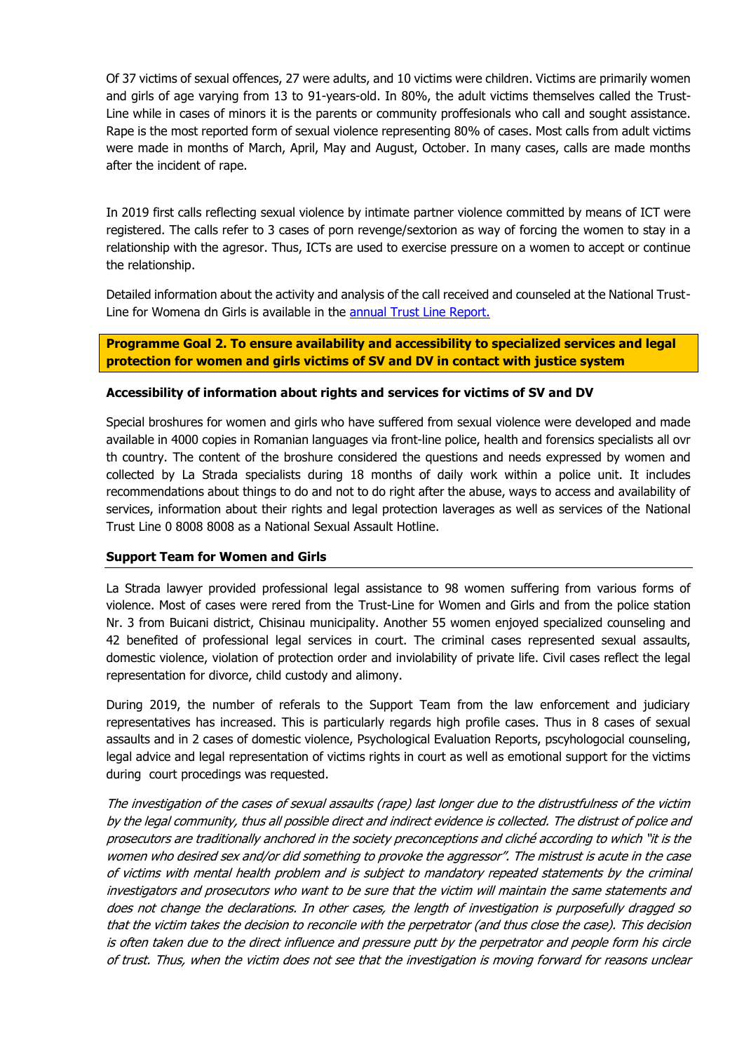Of 37 victims of sexual offences, 27 were adults, and 10 victims were children. Victims are primarily women and girls of age varying from 13 to 91-years-old. In 80%, the adult victims themselves called the Trust-Line while in cases of minors it is the parents or community proffesionals who call and sought assistance. Rape is the most reported form of sexual violence representing 80% of cases. Most calls from adult victims were made in months of March, April, May and August, October. In many cases, calls are made months after the incident of rape.

In 2019 first calls reflecting sexual violence by intimate partner violence committed by means of ICT were registered. The calls refer to 3 cases of porn revenge/sextorion as way of forcing the women to stay in a relationship with the agresor. Thus, ICTs are used to exercise pressure on a women to accept or continue the relationship.

Detailed information about the activity and analysis of the call received and counseled at the National Trust-Line for Womena dn Girls is available in the [annual Trust Line Report.]()

**Programme Goal 2. To ensure availability and accessibility to specialized services and legal protection for women and girls victims of SV and DV in contact with justice system**

### Accessibility of information about rights and services for victims of SV and DV

Special broshures for women and girls who have suffered from sexual violence were developed and made available in 4000 copies in Romanian languages via front-line police, health and forensics specialists all ovr th country. The content of the broshure considered the questions and needs expressed by women and collected by La Strada specialists during 18 months of daily work within a police unit. It includes recommendations about things to do and not to do right after the abuse, ways to access and availability of services, information about their rights and legal protection laverages as well as services of the National Trust Line 0 8008 8008 as a National Sexual Assault Hotline.

### Support Team for Women and Girls

La Strada lawyer provided professional legal assistance to 98 women suffering from various forms of violence. Most of cases were rered from the Trust-Line for Women and Girls and from the police station Nr. 3 from Buicani district, Chisinau municipality. Another 55 women enjoyed specialized counseling and 42 benefited of professional legal services in court. The criminal cases represented sexual assaults, domestic violence, violation of protection order and inviolability of private life. Civil cases reflect the legal representation for divorce, child custody and alimony.

During 2019, the number of referals to the Support Team from the law enforcement and judiciary representatives has increased. This is particularly regards high profile cases. Thus in 8 cases of sexual assaults and in 2 cases of domestic violence, Psychological Evaluation Reports, pscyhologocial counseling, legal advice and legal representation of victims rights in court as well as emotional support for the victims during court procedings was requested.

*The investigation of the cases of sexual assaults (rape) last longer due to the distrustfulness of the victim by the legal community, thus all possible direct and indirect evidence is collected. The distrust of police and prosecutors are traditionally anchored in the society preconceptions and cliché according to which "it is the women who desired sex and/or did something to provoke the aggressor". The mistrust is acute in the case of victims with mental health problem and is subject to mandatory repeated statements by the criminal investigators and prosecutors who want to be sure that the victim will maintain the same statements and does not change the declarations. In other cases, the length of investigation is purposefully dragged so that the victim takes the decision to reconcile with the perpetrator (and thus close the case). This decision is often taken due to the direct influence and pressure putt by the perpetrator and people form his circle of trust. Thus, when the victim does not see that the investigation is moving forward for reasons unclear*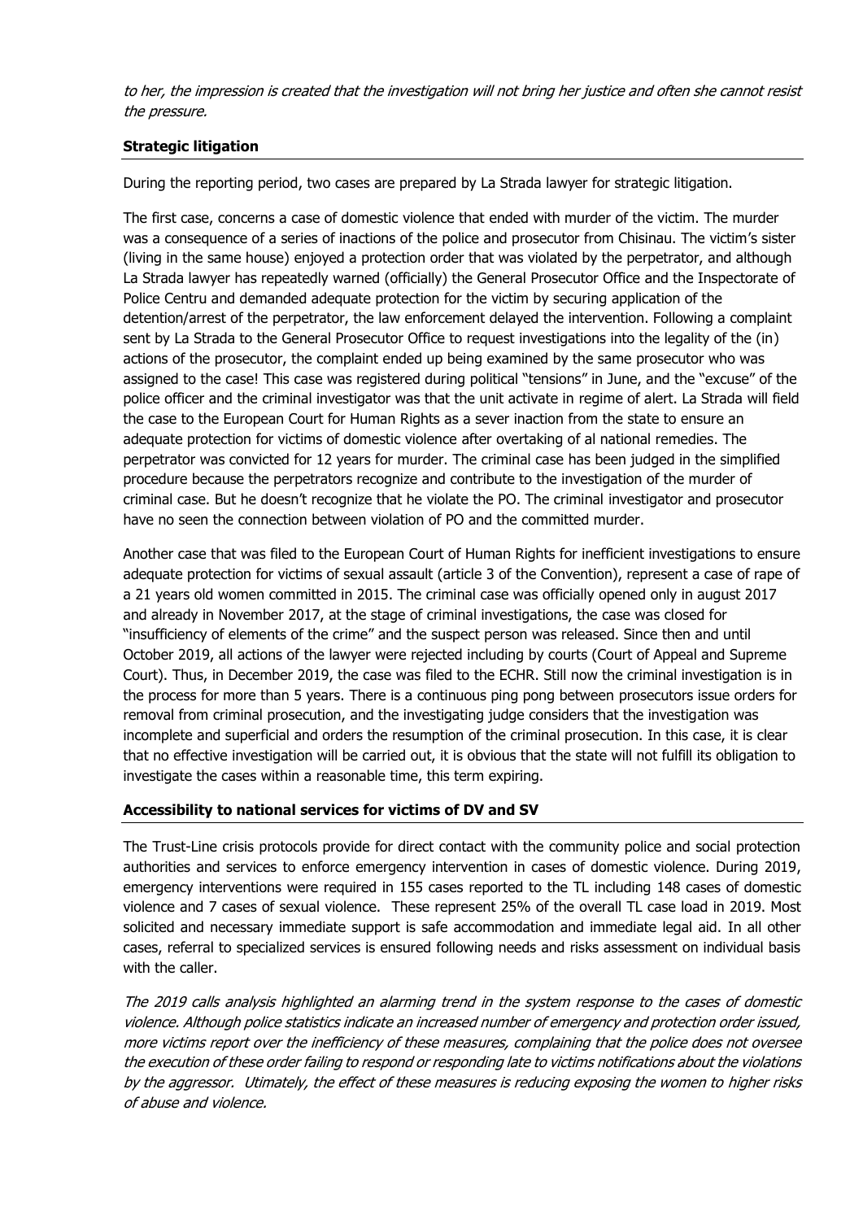*to her, the impression is created that the investigation will not bring her justice and often she cannot resist the pressure.*

## Strategic litigation

During the reporting period, two cases are prepared by La Strada lawyer for strategic litigation.

The first case, concerns a case of domestic violence that ended with murder of the victim. The murder was a consequence of a series of inactions of the police and prosecutor from Chisinau. The victim's sister (living in the same house) enjoyed a protection order that was violated by the perpetrator, and although La Strada lawyer has repeatedly warned (officially) the General Prosecutor Office and the Inspectorate of Police Centru and demanded adequate protection for the victim by securing application of the detention/arrest of the perpetrator, the law enforcement delayed the intervention. Following a complaint sent by La Strada to the General Prosecutor Office to request investigations into the legality of the (in) actions of the prosecutor, the complaint ended up being examined by the same prosecutor who was assigned to the case! This case was registered during political "tensions" in June, and the "excuse" of the police officer and the criminal investigator was that the unit activate in regime of alert. La Strada will field the case to the European Court for Human Rights as a sever inaction from the state to ensure an adequate protection for victims of domestic violence after overtaking of al national remedies. The perpetrator was convicted for 12 years for murder. The criminal case has been judged in the simplified procedure because the perpetrators recognize and contribute to the investigation of the murder of criminal case. But he doesn't recognize that he violate the PO. The criminal investigator and prosecutor have no seen the connection between violation of PO and the committed murder.

Another case that was filed to the European Court of Human Rights for inefficient investigations to ensure adequate protection for victims of sexual assault (article 3 of the Convention), represent a case of rape of a 21 years old women committed in 2015. The criminal case was officially opened only in august 2017 and already in November 2017, at the stage of criminal investigations, the case was closed for "insufficiency of elements of the crime" and the suspect person was released. Since then and until October 2019, all actions of the lawyer were rejected including by courts (Court of Appeal and Supreme Court). Thus, in December 2019, the case was filed to the ECHR. Still now the criminal investigation is in the process for more than 5 years. There is a continuous ping pong between prosecutors issue orders for removal from criminal prosecution, and the investigating judge considers that the investigation was incomplete and superficial and orders the resumption of the criminal prosecution. In this case, it is clear that no effective investigation will be carried out, it is obvious that the state will not fulfill its obligation to investigate the cases within a reasonable time, this term expiring.

## Accessibility to national services for victims of DV and SV

The Trust-Line crisis protocols provide for direct contact with the community police and social protection authorities and services to enforce emergency intervention in cases of domestic violence. During 2019, emergency interventions were required in 155 cases reported to the TL including 148 cases of domestic violence and 7 cases of sexual violence. These represent 25% of the overall TL case load in 2019. Most solicited and necessary immediate support is safe accommodation and immediate legal aid. In all other cases, referral to specialized services is ensured following needs and risks assessment on individual basis with the caller.

*The 2019 calls analysis highlighted an alarming trend in the system response to the cases of domestic violence. Although police statistics indicate an increased number of emergency and protection order issued, more victims report over the inefficiency of these measures, complaining that the police does not oversee the execution of these order failing to respond or responding late to victims notifications about the violations by the aggressor. Utimately, the effect of these measures is reducing exposing the women to higher risks of abuse and violence.*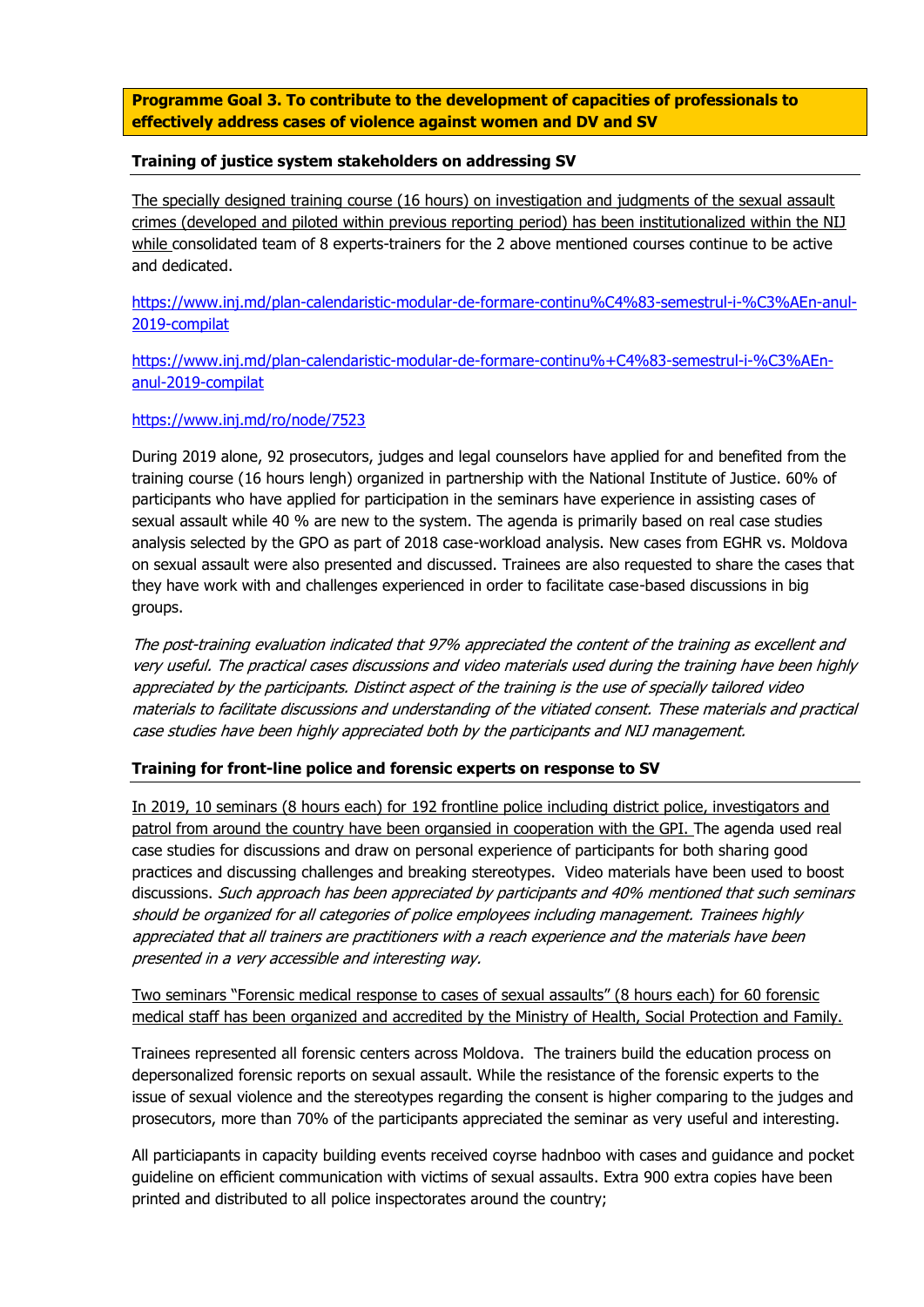**Programme Goal 3. To contribute to the development of capacities of professionals to effectively address cases of violence against women and DV and SV**

**Training of justice system stakeholders on addressing SV**

The specially designed training course (16 hours) on investigation and judgments of the sexual assault crimes (developed and piloted within previous reporting period) has been institutionalized within the NIJ while consolidated team of 8 experts-trainers for the 2 above mentioned courses continue to be active and dedicated.

https://www.inj.md/plan-calendaristic-modular-de-formare-continu%C4%83-semestrul-i-%C3%AEn-anul-2019-compilat

https://www.inj.md/plan-calendaristic-modular-de-formare-continu%+C4%83-semestrul-i-%C3%AEn-anul-2019-compilat

https://www.inj.md/ro/node/7523

During 2019 alone, 92 prosecutors, judges and legal counselors have applied for and benefited from the training course (16 hours lengh) organized in partnership with the National Institute of Justice. 60% of participants who have applied for participation in the seminars have experience in assisting cases of sexual assault while 40 % are new to the system. The agenda is primarily based on real case studies analysis selected by the GPO as part of 2018 case-workload analysis. New cases from EGHR vs. Moldova on sexual assault were also presented and discussed. Trainees are also requested to share the cases that they have work with and challenges experienced in order to facilitate case-based discussions in big groups.

*The post-training evaluation indicated that 97% appreciated the content of the training as excellent and very useful. The practical cases discussions and video materials used during the training have been highly appreciated by the participants. Distinct aspect of the training is the use of specially tailored video materials to facilitate discussions and understanding of the vitiated consent. These materials and practical case studies have been highly appreciated both by the participants and NIJ management.*

**Training for front-line police and forensic experts on response to SV**

In 2019, 10 seminars (8 hours each) for 192 frontline police including district police, investigators and patrol from around the country have been organsied in cooperation with the GPI. The agenda used real case studies for discussions and draw on personal experience of participants for both sharing good practices and discussing challenges and breaking stereotypes. Video materials have been used to boost discussions. *Such approach has been appreciated by participants and 40% mentioned that such seminars should be organized for all categories of police employees including management. Trainees highly appreciated that all trainers are practitioners with a reach experience and the materials have been presented in a very accessible and interesting way.*

Two seminars "Forensic medical response to cases of sexual assaults" (8 hours each) for 60 forensic medical staff has been organized and accredited by the Ministry of Health, Social Protection and Family.

Trainees represented all forensic centers across Moldova. The trainers build the education process on depersonalized forensic reports on sexual assault. While the resistance of the forensic experts to the issue of sexual violence and the stereotypes regarding the consent is higher comparing to the judges and prosecutors, more than 70% of the participants appreciated the seminar as very useful and interesting.

All particiapants in capacity building events received coyrse hadnboo with cases and guidance and pocket guideline on efficient communication with victims of sexual assaults. Extra 900 extra copies have been printed and distributed to all police inspectorates around the country;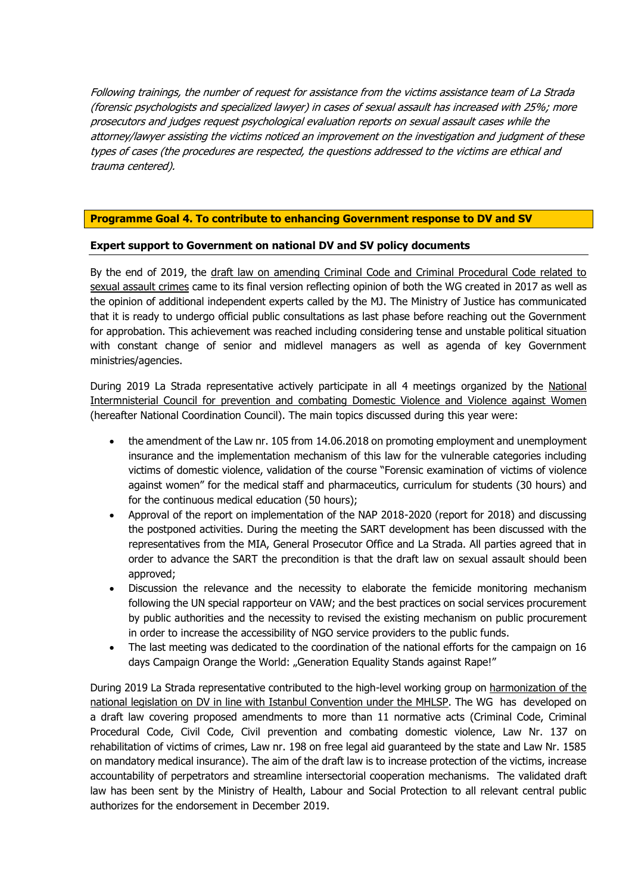*Following trainings, the number of request for assistance from the victims assistance team of La Strada (forensic psychologists and specialized lawyer) in cases of sexual assault has increased with 25%; more prosecutors and judges request psychological evaluation reports on sexual assault cases while the attorney/lawyer assisting the victims noticed an improvement on the investigation and judgment of these types of cases (the procedures are respected, the questions addressed to the victims are ethical and trauma centered).*

## Programme Goal 4. To contribute to enhancing Government response to DV and SV

### Expert support to Government on national DV and SV policy documents

By the end of 2019, the draft law on amending Criminal Code and Criminal Procedural Code related to sexual assault crimes came to its final version reflecting opinion of both the WG created in 2017 as well as the opinion of additional independent experts called by the MJ. The Ministry of Justice has communicated that it is ready to undergo official public consultations as last phase before reaching out the Government for approbation. This achievement was reached including considering tense and unstable political situation with constant change of senior and midlevel managers as well as agenda of key Government ministries/agencies.

During 2019 La Strada representative actively participate in all 4 meetings organized by the National Intermnisterial Council for prevention and combating Domestic Violence and Violence against Women (hereafter National Coordination Council). The main topics discussed during this year were:

- the amendment of the Law nr. 105 from 14.06.2018 on promoting employment and unemployment insurance and the implementation mechanism of this law for the vulnerable categories including victims of domestic violence, validation of the course "Forensic examination of victims of violence against women" for the medical staff and pharmaceutics, curriculum for students (30 hours) and for the continuous medical education (50 hours);
- Approval of the report on implementation of the NAP 2018-2020 (report for 2018) and discussing the postponed activities. During the meeting the SART development has been discussed with the representatives from the MIA, General Prosecutor Office and La Strada. All parties agreed that in order to advance the SART the precondition is that the draft law on sexual assault should been approved;
- Discussion the relevance and the necessity to elaborate the femicide monitoring mechanism following the UN special rapporteur on VAW; and the best practices on social services procurement by public authorities and the necessity to revised the existing mechanism on public procurement in order to increase the accessibility of NGO service providers to the public funds.
- The last meeting was dedicated to the coordination of the national efforts for the campaign on 16 days Campaign Orange the World: „Generation Equality Stands against Rape!"

During 2019 La Strada representative contributed to the high-level working group on harmonization of the national legislation on DV in line with Istanbul Convention under the MHLSP. The WG has developed on a draft law covering proposed amendments to more than 11 normative acts (Criminal Code, Criminal Procedural Code, Civil Code, Civil prevention and combating domestic violence, Law Nr. 137 on rehabilitation of victims of crimes, Law nr. 198 on free legal aid guaranteed by the state and Law Nr. 1585 on mandatory medical insurance). The aim of the draft law is to increase protection of the victims, increase accountability of perpetrators and streamline intersectorial cooperation mechanisms. The validated draft law has been sent by the Ministry of Health, Labour and Social Protection to all relevant central public authorizes for the endorsement in December 2019.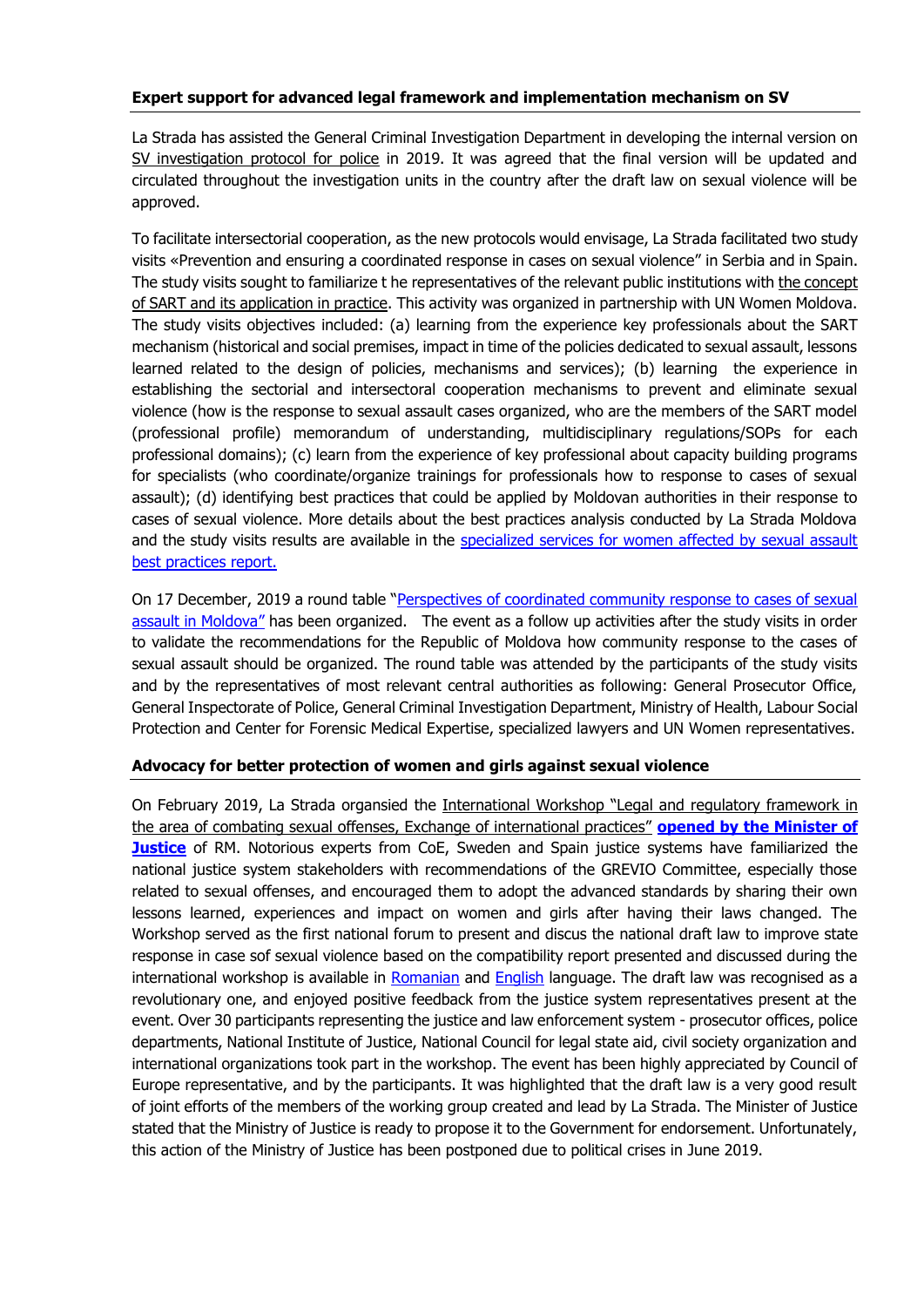**Expert support for advanced legal framework and implementation mechanism on SV**

La Strada has assisted the General Criminal Investigation Department in developing the internal version on SV investigation protocol for police in 2019. It was agreed that the final version will be updated and circulated throughout the investigation units in the country after the draft law on sexual violence will be approved.

To facilitate intersectorial cooperation, as the new protocols would envisage, La Strada facilitated two study visits «Prevention and ensuring a coordinated response in cases on sexual violence" in Serbia and in Spain. The study visits sought to familiarize t he representatives of the relevant public institutions with the concept of SART and its application in practice. This activity was organized in partnership with UN Women Moldova. The study visits objectives included: (a) learning from the experience key professionals about the SART mechanism (historical and social premises, impact in time of the policies dedicated to sexual assault, lessons learned related to the design of policies, mechanisms and services); (b) learning the experience in establishing the sectorial and intersectoral cooperation mechanisms to prevent and eliminate sexual violence (how is the response to sexual assault cases organized, who are the members of the SART model (professional profile) memorandum of understanding, multidisciplinary regulations/SOPs for each professional domains); (c) learn from the experience of key professional about capacity building programs for specialists (who coordinate/organize trainings for professionals how to response to cases of sexual assault); (d) identifying best practices that could be applied by Moldovan authorities in their response to cases of sexual violence. More details about the best practices analysis conducted by La Strada Moldova and the study visits results are available in the specialized services for women affected by sexual assault best practices report.

On 17 December, 2019 a round table "Perspectives of coordinated community response to cases of sexual assault in Moldova" has been organized. The event as a follow up activities after the study visits in order to validate the recommendations for the Republic of Moldova how community response to the cases of sexual assault should be organized. The round table was attended by the participants of the study visits and by the representatives of most relevant central authorities as following: General Prosecutor Office, General Inspectorate of Police, General Criminal Investigation Department, Ministry of Health, Labour Social Protection and Center for Forensic Medical Expertise, specialized lawyers and UN Women representatives.

**Advocacy for better protection of women and girls against sexual violence**

On February 2019, La Strada organsied the International Workshop "Legal and regulatory framework in the area of combating sexual offenses, Exchange of international practices" **opened by the Minister of Justice** of RM. Notorious experts from CoE, Sweden and Spain justice systems have familiarized the national justice system stakeholders with recommendations of the GREVIO Committee, especially those related to sexual offenses, and encouraged them to adopt the advanced standards by sharing their own lessons learned, experiences and impact on women and girls after having their laws changed. The Workshop served as the first national forum to present and discus the national draft law to improve state response in case sof sexual violence based on the compatibility report presented and discussed during the international workshop is available in Romanian and English language. The draft law was recognised as a revolutionary one, and enjoyed positive feedback from the justice system representatives present at the event. Over 30 participants representing the justice and law enforcement system - prosecutor offices, police departments, National Institute of Justice, National Council for legal state aid, civil society organization and international organizations took part in the workshop. The event has been highly appreciated by Council of Europe representative, and by the participants. It was highlighted that the draft law is a very good result of joint efforts of the members of the working group created and lead by La Strada. The Minister of Justice stated that the Ministry of Justice is ready to propose it to the Government for endorsement. Unfortunately, this action of the Ministry of Justice has been postponed due to political crises in June 2019.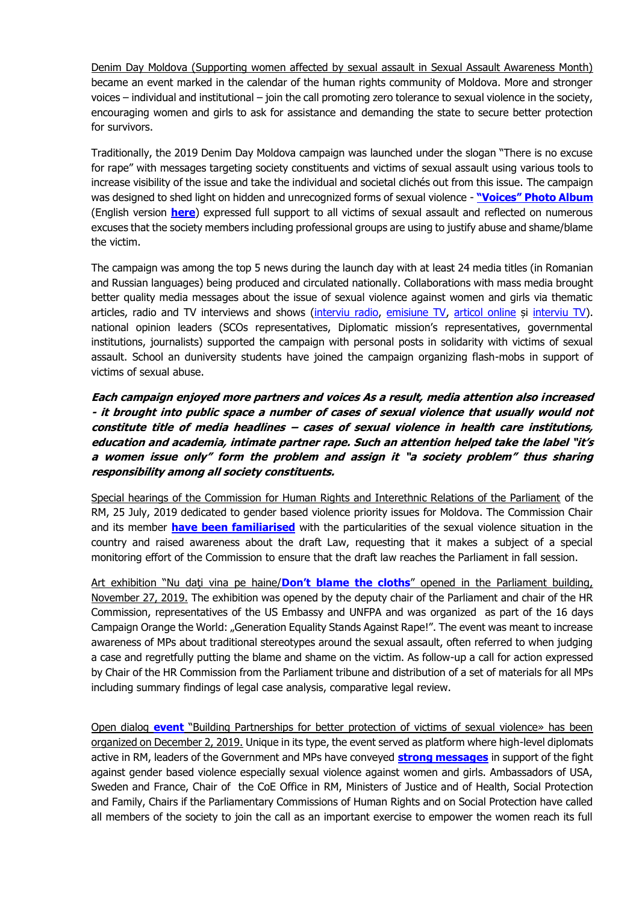Denim Day Moldova (Supporting women affected by sexual assault in Sexual Assault Awareness Month) became an event marked in the calendar of the human rights community of Moldova. More and stronger voices – individual and institutional – join the call promoting zero tolerance to sexual violence in the society, encouraging women and girls to ask for assistance and demanding the state to secure better protection for survivors.

Traditionally, the 2019 Denim Day Moldova campaign was launched under the slogan "There is no excuse for rape" with messages targeting society constituents and victims of sexual assault using various tools to increase visibility of the issue and take the individual and societal clichés out from this issue. The campaign was designed to shed light on hidden and unrecognized forms of sexual violence - **"Voices" Photo Album** (English version **here**) expressed full support to all victims of sexual assault and reflected on numerous excuses that the society members including professional groups are using to justify abuse and shame/blame the victim.

The campaign was among the top 5 news during the launch day with at least 24 media titles (in Romanian and Russian languages) being produced and circulated nationally. Collaborations with mass media brought better quality media messages about the issue of sexual violence against women and girls via thematic articles, radio and TV interviews and shows (interviu radio, emisiune TV, articol online și interviu TV). national opinion leaders (SCOs representatives, Diplomatic mission's representatives, governmental institutions, journalists) supported the campaign with personal posts in solidarity with victims of sexual assault. School an duniversity students have joined the campaign organizing flash-mobs in support of victims of sexual abuse.

***Each campaign enjoyed more partners and voices As a result, media attention also increased - it brought into public space a number of cases of sexual violence that usually would not constitute title of media headlines – cases of sexual violence in health care institutions, education and academia, intimate partner rape. Such an attention helped take the label "it's a women issue only" form the problem and assign it "a society problem" thus sharing responsibility among all society constituents.***

Special hearings of the Commission for Human Rights and Interethnic Relations of the Parliament of the RM, 25 July, 2019 dedicated to gender based violence priority issues for Moldova. The Commission Chair and its member **have been familiarised** with the particularities of the sexual violence situation in the country and raised awareness about the draft Law, requesting that it makes a subject of a special monitoring effort of the Commission to ensure that the draft law reaches the Parliament in fall session.

Art exhibition "Nu daţi vina pe haine/**Don't blame the cloths**" opened in the Parliament building, November 27, 2019. The exhibition was opened by the deputy chair of the Parliament and chair of the HR Commission, representatives of the US Embassy and UNFPA and was organized as part of the 16 days Campaign Orange the World: „Generation Equality Stands Against Rape!". The event was meant to increase awareness of MPs about traditional stereotypes around the sexual assault, often referred to when judging a case and regretfully putting the blame and shame on the victim. As follow-up a call for action expressed by Chair of the HR Commission from the Parliament tribune and distribution of a set of materials for all MPs including summary findings of legal case analysis, comparative legal review.

Open dialog **event** "Building Partnerships for better protection of victims of sexual violence» has been organized on December 2, 2019. Unique in its type, the event served as platform where high-level diplomats active in RM, leaders of the Government and MPs have conveyed **strong messages** in support of the fight against gender based violence especially sexual violence against women and girls. Ambassadors of USA, Sweden and France, Chair of the CoE Office in RM, Ministers of Justice and of Health, Social Protection and Family, Chairs if the Parliamentary Commissions of Human Rights and on Social Protection have called all members of the society to join the call as an important exercise to empower the women reach its full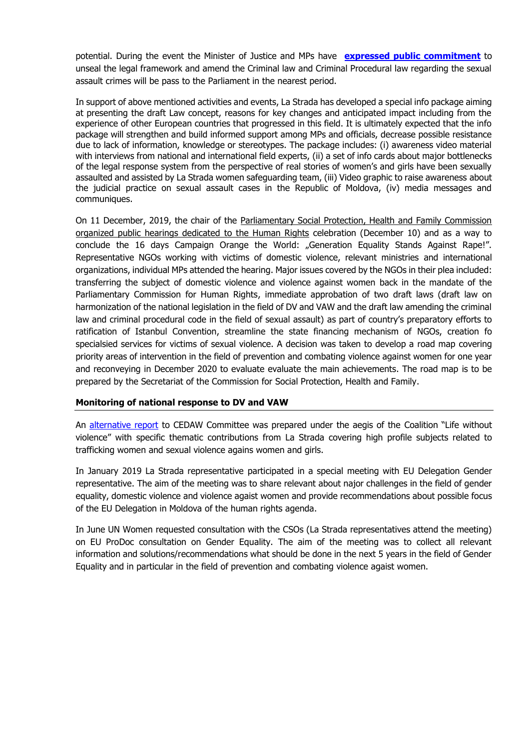potential. During the event the Minister of Justice and MPs have **expressed public commitment** to unseal the legal framework and amend the Criminal law and Criminal Procedural law regarding the sexual assault crimes will be pass to the Parliament in the nearest period.

In support of above mentioned activities and events, La Strada has developed a special info package aiming at presenting the draft Law concept, reasons for key changes and anticipated impact including from the experience of other European countries that progressed in this field. It is ultimately expected that the info package will strengthen and build informed support among MPs and officials, decrease possible resistance due to lack of information, knowledge or stereotypes. The package includes: (i) awareness video material with interviews from national and international field experts, (ii) a set of info cards about major bottlenecks of the legal response system from the perspective of real stories of women's and girls have been sexually assaulted and assisted by La Strada women safeguarding team, (iii) Video graphic to raise awareness about the judicial practice on sexual assault cases in the Republic of Moldova, (iv) media messages and communiques.

On 11 December, 2019, the chair of the Parliamentary Social Protection, Health and Family Commission organized public hearings dedicated to the Human Rights celebration (December 10) and as a way to conclude the 16 days Campaign Orange the World: „Generation Equality Stands Against Rape!". Representative NGOs working with victims of domestic violence, relevant ministries and international organizations, individual MPs attended the hearing. Major issues covered by the NGOs in their plea included: transferring the subject of domestic violence and violence against women back in the mandate of the Parliamentary Commission for Human Rights, immediate approbation of two draft laws (draft law on harmonization of the national legislation in the field of DV and VAW and the draft law amending the criminal law and criminal procedural code in the field of sexual assault) as part of country's preparatory efforts to ratification of Istanbul Convention, streamline the state financing mechanism of NGOs, creation fo specialsied services for victims of sexual violence. A decision was taken to develop a road map covering priority areas of intervention in the field of prevention and combating violence against women for one year and reconveying in December 2020 to evaluate evaluate the main achievements. The road map is to be prepared by the Secretariat of the Commission for Social Protection, Health and Family.

## Monitoring of national response to DV and VAW

An alternative report to CEDAW Committee was prepared under the aegis of the Coalition "Life without violence" with specific thematic contributions from La Strada covering high profile subjects related to trafficking women and sexual violence agains women and girls.

In January 2019 La Strada representative participated in a special meeting with EU Delegation Gender representative. The aim of the meeting was to share relevant about major challenges in the field of gender equality, domestic violence and violence agaist women and provide recommendations about possible focus of the EU Delegation in Moldova of the human rights agenda.

In June UN Women requested consultation with the CSOs (La Strada representatives attend the meeting) on EU ProDoc consultation on Gender Equality. The aim of the meeting was to collect all relevant information and solutions/recommendations what should be done in the next 5 years in the field of Gender Equality and in particular in the field of prevention and combating violence agaist women.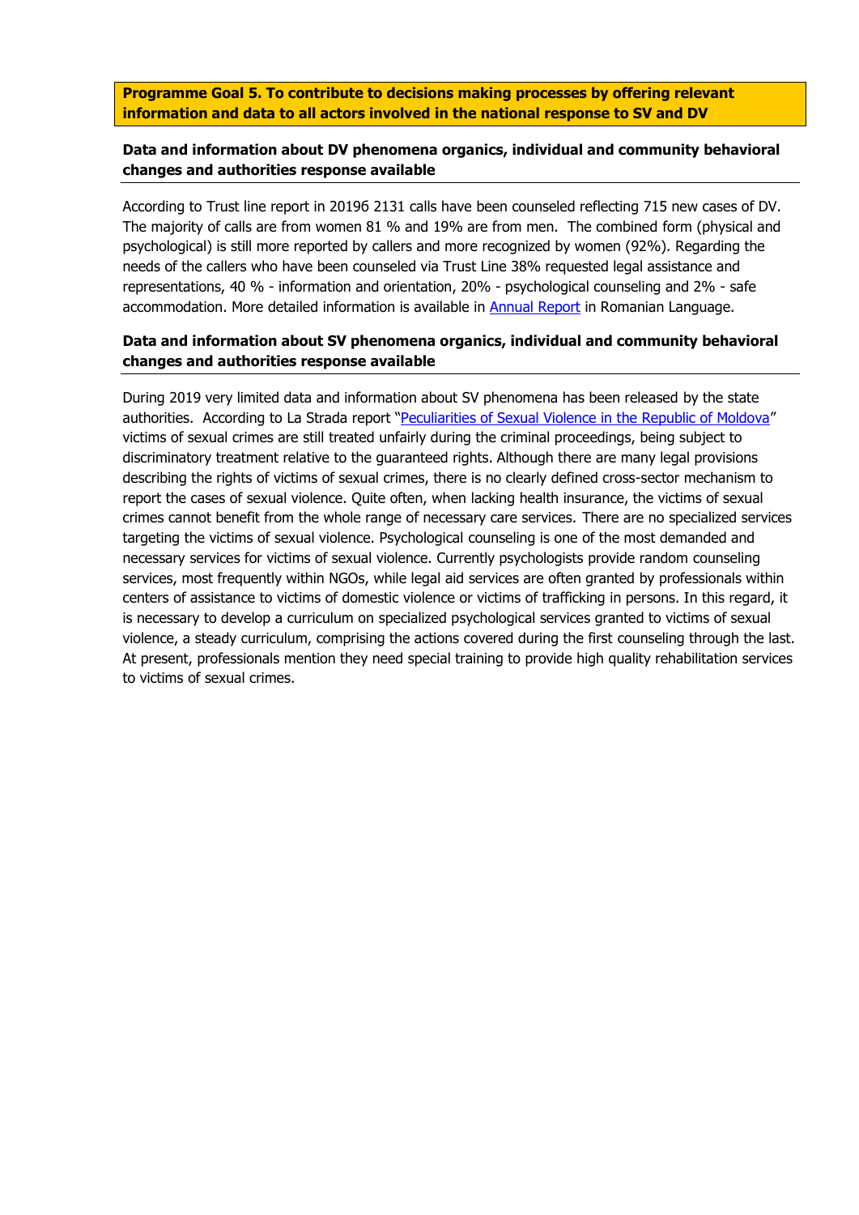**Programme Goal 5. To contribute to decisions making processes by offering relevant information and data to all actors involved in the national response to SV and DV**

**Data and information about DV phenomena organics, individual and community behavioral changes and authorities response available**

According to Trust line report in 20196 2131 calls have been counseled reflecting 715 new cases of DV. The majority of calls are from women 81 % and 19% are from men. The combined form (physical and psychological) is still more reported by callers and more recognized by women (92%). Regarding the needs of the callers who have been counseled via Trust Line 38% requested legal assistance and representations, 40 % - information and orientation, 20% - psychological counseling and 2% - safe accommodation. More detailed information is available in Annual Report in Romanian Language.

**Data and information about SV phenomena organics, individual and community behavioral changes and authorities response available**

During 2019 very limited data and information about SV phenomena has been released by the state authorities. According to La Strada report "Peculiarities of Sexual Violence in the Republic of Moldova" victims of sexual crimes are still treated unfairly during the criminal proceedings, being subject to discriminatory treatment relative to the guaranteed rights. Although there are many legal provisions describing the rights of victims of sexual crimes, there is no clearly defined cross-sector mechanism to report the cases of sexual violence. Quite often, when lacking health insurance, the victims of sexual crimes cannot benefit from the whole range of necessary care services. There are no specialized services targeting the victims of sexual violence. Psychological counseling is one of the most demanded and necessary services for victims of sexual violence. Currently psychologists provide random counseling services, most frequently within NGOs, while legal aid services are often granted by professionals within centers of assistance to victims of domestic violence or victims of trafficking in persons. In this regard, it is necessary to develop a curriculum on specialized psychological services granted to victims of sexual violence, a steady curriculum, comprising the actions covered during the first counseling through the last. At present, professionals mention they need special training to provide high quality rehabilitation services to victims of sexual crimes.